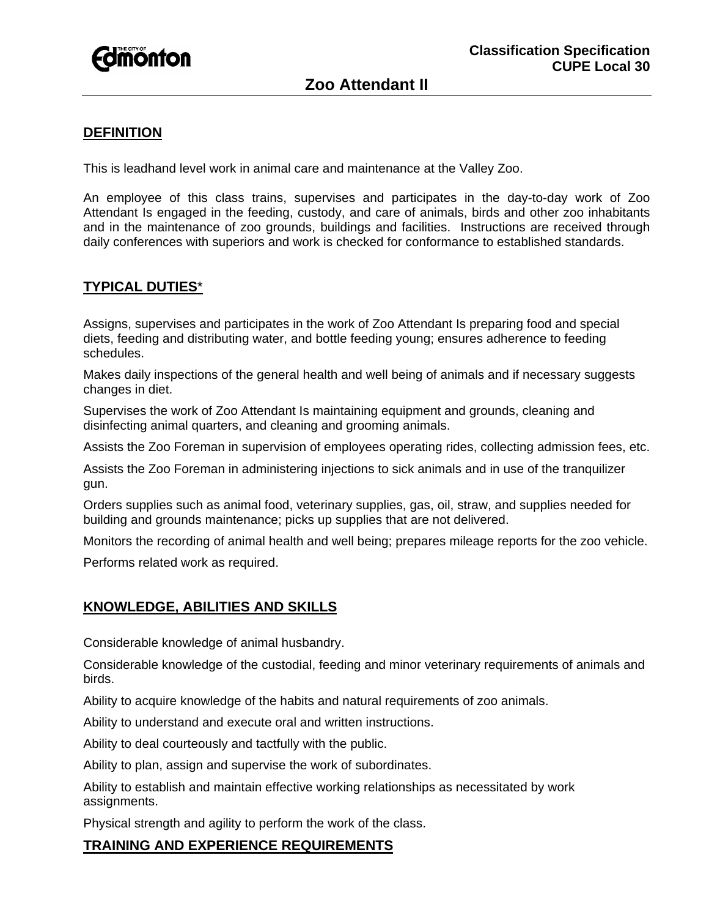Classification Specification
CUPE Local 30

# Zoo Attendant II

## DEFINITION

This is leadhand level work in animal care and maintenance at the Valley Zoo.

An employee of this class trains, supervises and participates in the day-to-day work of Zoo Attendant Is engaged in the feeding, custody, and care of animals, birds and other zoo inhabitants and in the maintenance of zoo grounds, buildings and facilities. Instructions are received through daily conferences with superiors and work is checked for conformance to established standards.

## TYPICAL DUTIES*

Assigns, supervises and participates in the work of Zoo Attendant Is preparing food and special diets, feeding and distributing water, and bottle feeding young; ensures adherence to feeding schedules.

Makes daily inspections of the general health and well being of animals and if necessary suggests changes in diet.

Supervises the work of Zoo Attendant Is maintaining equipment and grounds, cleaning and disinfecting animal quarters, and cleaning and grooming animals.

Assists the Zoo Foreman in supervision of employees operating rides, collecting admission fees, etc.

Assists the Zoo Foreman in administering injections to sick animals and in use of the tranquilizer gun.

Orders supplies such as animal food, veterinary supplies, gas, oil, straw, and supplies needed for building and grounds maintenance; picks up supplies that are not delivered.

Monitors the recording of animal health and well being; prepares mileage reports for the zoo vehicle.

Performs related work as required.

## KNOWLEDGE, ABILITIES AND SKILLS

Considerable knowledge of animal husbandry.

Considerable knowledge of the custodial, feeding and minor veterinary requirements of animals and birds.

Ability to acquire knowledge of the habits and natural requirements of zoo animals.

Ability to understand and execute oral and written instructions.

Ability to deal courteously and tactfully with the public.

Ability to plan, assign and supervise the work of subordinates.

Ability to establish and maintain effective working relationships as necessitated by work assignments.

Physical strength and agility to perform the work of the class.

## TRAINING AND EXPERIENCE REQUIREMENTS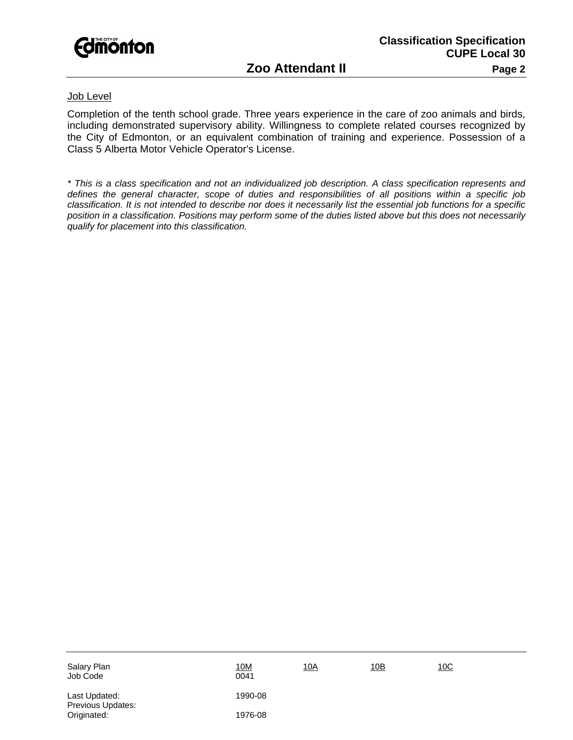<u>Job Level</u>

Completion of the tenth school grade. Three years experience in the care of zoo animals and birds, including demonstrated supervisory ability. Willingness to complete related courses recognized by the City of Edmonton, or an equivalent combination of training and experience. Possession of a Class 5 Alberta Motor Vehicle Operator's License.

*\* This is a class specification and not an individualized job description. A class specification represents and defines the general character, scope of duties and responsibilities of all positions within a specific job classification. It is not intended to describe nor does it necessarily list the essential job functions for a specific position in a classification. Positions may perform some of the duties listed above but this does not necessarily qualify for placement into this classification.*

| | | | | |
|---|---|---|---|---|
| Salary Plan | 10M | 10A | 10B | 10C |
| Job Code | 0041 | | | |
| Last Updated: | 1990-08 | | | |
| Previous Updates: | | | | |
| Originated: | 1976-08 | | | |